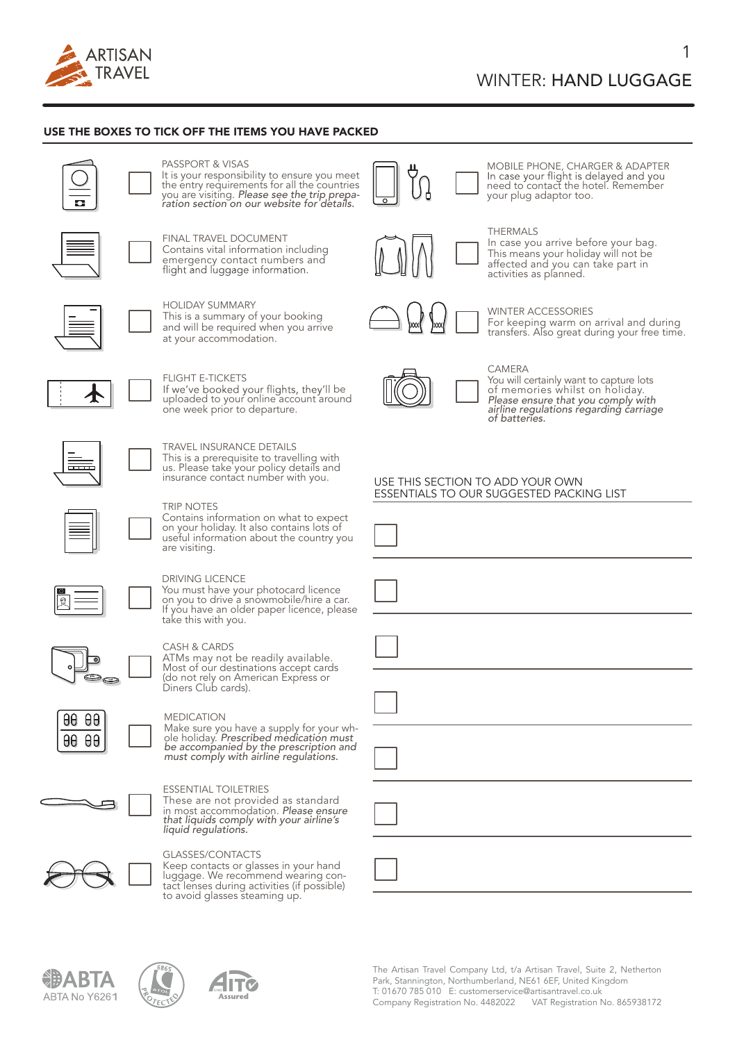# WINTER: **HAND LUGGAGE**

## USE THE BOXES TO TICK OFF THE ITEMS YOU HAVE PACKED

☐ **PASSPORT & VISAS**
It is your responsibility to ensure you meet the entry requirements for all the countries you are visiting. *Please see the trip preparation section on our website for details.*

☐ **FINAL TRAVEL DOCUMENT**
Contains vital information including emergency contact numbers and flight and luggage information.

☐ **HOLIDAY SUMMARY**
This is a summary of your booking and will be required when you arrive at your accommodation.

☐ **FLIGHT E-TICKETS**
If we've booked your flights, they'll be uploaded to your online account around one week prior to departure.

☐ **TRAVEL INSURANCE DETAILS**
This is a prerequisite to travelling with us. Please take your policy details and insurance contact number with you.

☐ **TRIP NOTES**
Contains information on what to expect on your holiday. It also contains lots of useful information about the country you are visiting.

☐ **DRIVING LICENCE**
You must have your photocard licence on you to drive a snowmobile/hire a car. If you have an older paper licence, please take this with you.

☐ **CASH & CARDS**
ATMs may not be readily available. Most of our destinations accept cards (do not rely on American Express or Diners Club cards).

☐ **MEDICATION**
Make sure you have a supply for your whole holiday. *Prescribed medication must be accompanied by the prescription and must comply with airline regulations.*

☐ **ESSENTIAL TOILETRIES**
These are not provided as standard in most accommodation. *Please ensure that liquids comply with your airline's liquid regulations.*

☐ **GLASSES/CONTACTS**
Keep contacts or glasses in your hand luggage. We recommend wearing contact lenses during activities (if possible) to avoid glasses steaming up.

☐ **MOBILE PHONE, CHARGER & ADAPTER**
In case your flight is delayed and you need to contact the hotel. Remember your plug adaptor too.

☐ **THERMALS**
In case you arrive before your bag. This means your holiday will not be affected and you can take part in activities as planned.

☐ **WINTER ACCESSORIES**
For keeping warm on arrival and during transfers. Also great during your free time.

☐ **CAMERA**
You will certainly want to capture lots of memories whilst on holiday. *Please ensure that you comply with airline regulations regarding carriage of batteries.*

## USE THIS SECTION TO ADD YOUR OWN ESSENTIALS TO OUR SUGGESTED PACKING LIST

☐ ______________________

☐ ______________________

☐ ______________________

☐ ______________________

☐ ______________________

☐ ______________________

☐ ______________________

ABTA No Y6261

The Artisan Travel Company Ltd, t/a Artisan Travel, Suite 2, Netherton Park, Stannington, Northumberland, NE61 6EF, United Kingdom
T: 01670 785 010 E: customerservice@artisantravel.co.uk
Company Registration No. 4482022 VAT Registration No. 865938172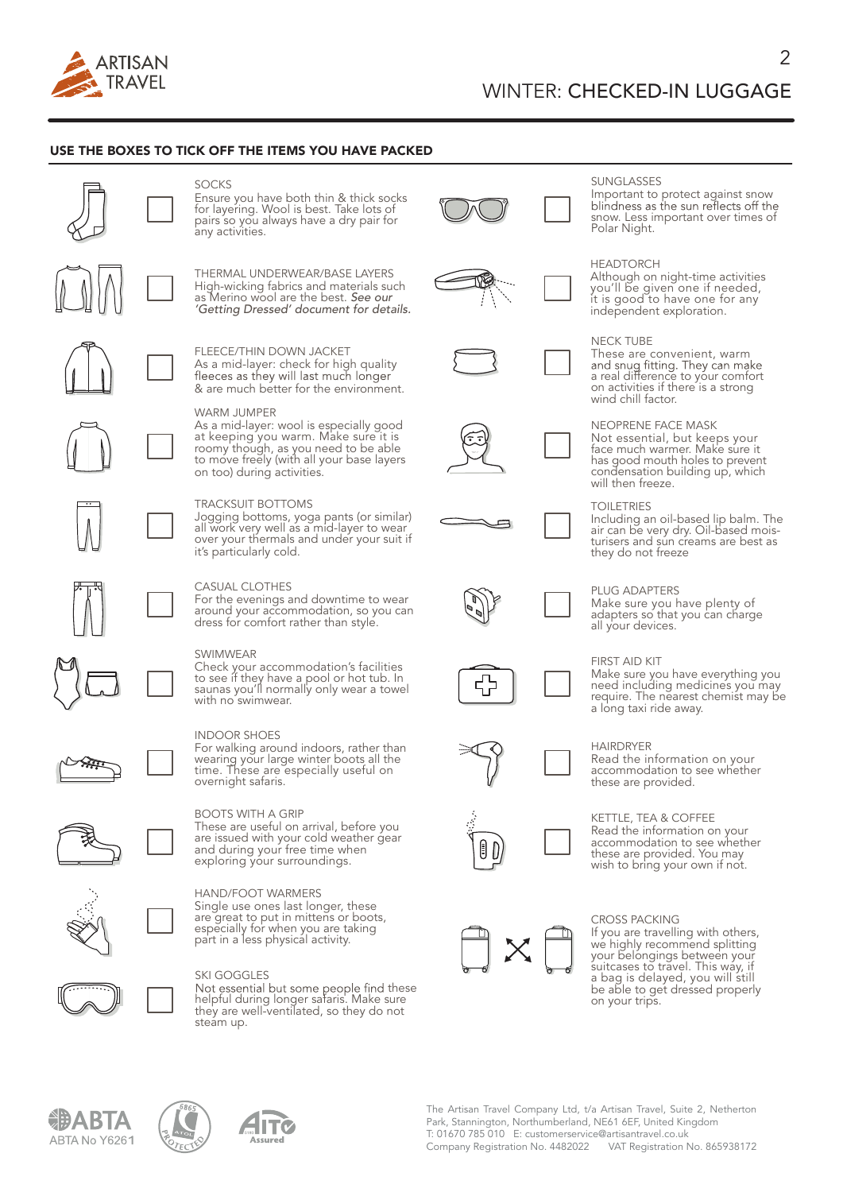# WINTER: CHECKED-IN LUGGAGE

## USE THE BOXES TO TICK OFF THE ITEMS YOU HAVE PACKED

- ☐ **SOCKS**
  Ensure you have both thin & thick socks for layering. Wool is best. Take lots of pairs so you always have a dry pair for any activities.

- ☐ **THERMAL UNDERWEAR/BASE LAYERS**
  High-wicking fabrics and materials such as Merino wool are the best. *See our 'Getting Dressed' document for details.*

- ☐ **FLEECE/THIN DOWN JACKET**
  As a mid-layer: check for high quality fleeces as they will last much longer & are much better for the environment.

- ☐ **WARM JUMPER**
  As a mid-layer: wool is especially good at keeping you warm. Make sure it is roomy though, as you need to be able to move freely (with all your base layers on too) during activities.

- ☐ **TRACKSUIT BOTTOMS**
  Jogging bottoms, yoga pants (or similar) all work very well as a mid-layer to wear over your thermals and under your suit if it's particularly cold.

- ☐ **CASUAL CLOTHES**
  For the evenings and downtime to wear around your accommodation, so you can dress for comfort rather than style.

- ☐ **SWIMWEAR**
  Check your accommodation's facilities to see if they have a pool or hot tub. In saunas you'll normally only wear a towel with no swimwear.

- ☐ **INDOOR SHOES**
  For walking around indoors, rather than wearing your large winter boots all the time. These are especially useful on overnight safaris.

- ☐ **BOOTS WITH A GRIP**
  These are useful on arrival, before you are issued with your cold weather gear and during your free time when exploring your surroundings.

- ☐ **HAND/FOOT WARMERS**
  Single use ones last longer, these are great to put in mittens or boots, especially for when you are taking part in a less physical activity.

- ☐ **SKI GOGGLES**
  Not essential but some people find these helpful during longer safaris. Make sure they are well-ventilated, so they do not steam up.

- ☐ **SUNGLASSES**
  Important to protect against snow blindness as the sun reflects off the snow. Less important over times of Polar Night.

- ☐ **HEADTORCH**
  Although on night-time activities you'll be given one if needed, it is good to have one for any independent exploration.

- ☐ **NECK TUBE**
  These are convenient, warm and snug fitting. They can make a real difference to your comfort on activities if there is a strong wind chill factor.

- ☐ **NEOPRENE FACE MASK**
  Not essential, but keeps your face much warmer. Make sure it has good mouth holes to prevent condensation building up, which will then freeze.

- ☐ **TOILETRIES**
  Including an oil-based lip balm. The air can be very dry. Oil-based moisturisers and sun creams are best as they do not freeze

- ☐ **PLUG ADAPTERS**
  Make sure you have plenty of adapters so that you can charge all your devices.

- ☐ **FIRST AID KIT**
  Make sure you have everything you need including medicines you may require. The nearest chemist may be a long taxi ride away.

- ☐ **HAIRDRYER**
  Read the information on your accommodation to see whether these are provided.

- ☐ **KETTLE, TEA & COFFEE**
  Read the information on your accommodation to see whether these are provided. You may wish to bring your own if not.

**CROSS PACKING**
If you are travelling with others, we highly recommend splitting your belongings between your suitcases to travel. This way, if a bag is delayed, you will still be able to get dressed properly on your trips.

ABTA No Y6261

The Artisan Travel Company Ltd, t/a Artisan Travel, Suite 2, Netherton Park, Stannington, Northumberland, NE61 6EF, United Kingdom
T: 01670 785 010 E: customerservice@artisantravel.co.uk
Company Registration No. 4482022 VAT Registration No. 865938172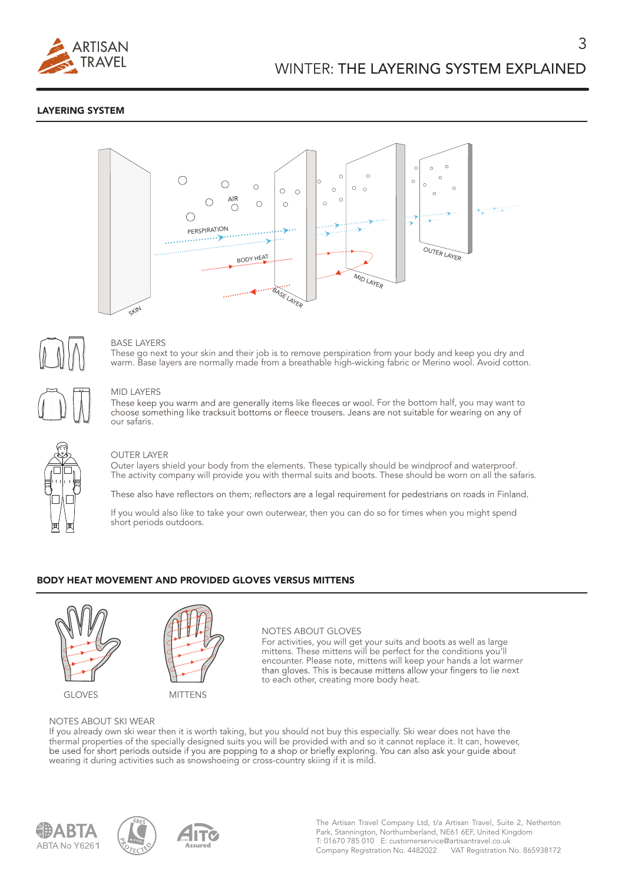# WINTER: THE LAYERING SYSTEM EXPLAINED

## LAYERING SYSTEM

SKIN

AIR

PERSPIRATION

BODY HEAT

BASE LAYER

MID LAYER

OUTER LAYER

### BASE LAYERS

These go next to your skin and their job is to remove perspiration from your body and keep you dry and warm. Base layers are normally made from a breathable high-wicking fabric or Merino wool. Avoid cotton.

### MID LAYERS

These keep you warm and are generally items like fleeces or wool. For the bottom half, you may want to choose something like tracksuit bottoms or fleece trousers. Jeans are not suitable for wearing on any of our safaris.

### OUTER LAYER

Outer layers shield your body from the elements. These typically should be windproof and waterproof. The activity company will provide you with thermal suits and boots. These should be worn on all the safaris.

These also have reflectors on them; reflectors are a legal requirement for pedestrians on roads in Finland.

If you would also like to take your own outerwear, then you can do so for times when you might spend short periods outdoors.

## BODY HEAT MOVEMENT AND PROVIDED GLOVES VERSUS MITTENS

GLOVES

MITTENS

### NOTES ABOUT GLOVES

For activities, you will get your suits and boots as well as large mittens. These mittens will be perfect for the conditions you'll encounter. Please note, mittens will keep your hands a lot warmer than gloves. This is because mittens allow your fingers to lie next to each other, creating more body heat.

### NOTES ABOUT SKI WEAR

If you already own ski wear then it is worth taking, but you should not buy this especially. Ski wear does not have the thermal properties of the specially designed suits you will be provided with and so it cannot replace it. It can, however, be used for short periods outside if you are popping to a shop or briefly exploring. You can also ask your guide about wearing it during activities such as snowshoeing or cross-country skiing if it is mild.

ABTA No Y6261

The Artisan Travel Company Ltd, t/a Artisan Travel, Suite 2, Netherton Park, Stannington, Northumberland, NE61 6EF, United Kingdom
T: 01670 785 010 E: customerservice@artisantravel.co.uk
Company Registration No. 4482022 VAT Registration No. 865938172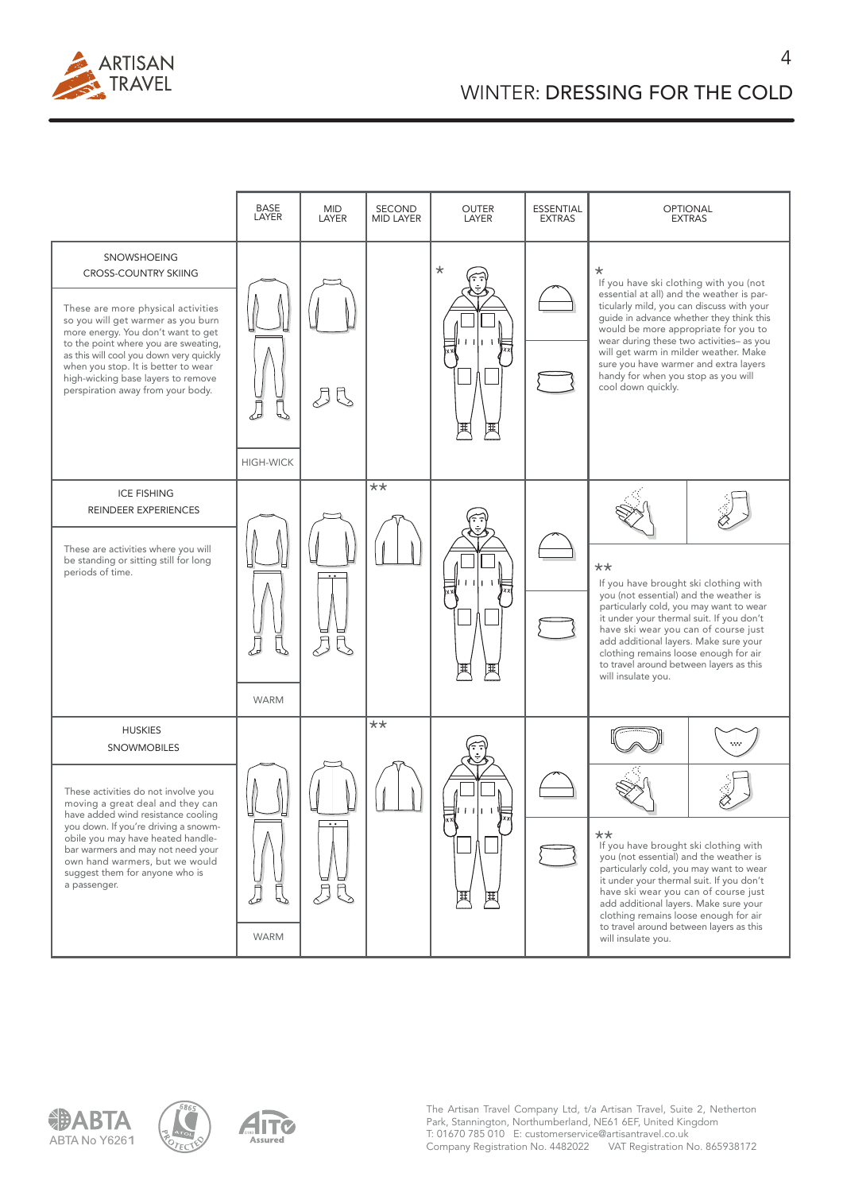# WINTER: DRESSING FOR THE COLD

| | BASE LAYER | MID LAYER | SECOND MID LAYER | OUTER LAYER | ESSENTIAL EXTRAS | OPTIONAL EXTRAS |
|---|---|---|---|---|---|---|
| SNOWSHOEING<br>CROSS-COUNTRY SKIING<br><br>These are more physical activities so you will get warmer as you burn more energy. You don't want to get to the point where you are sweating, as this will cool you down very quickly when you stop. It is better to wear high-wicking base layers to remove perspiration away from your body. | HIGH-WICK | | | * | | * If you have ski clothing with you (not essential at all) and the weather is particularly mild, you can discuss with your guide in advance whether they think this would be more appropriate for you to wear during these two activities– as you will get warm in milder weather. Make sure you have warmer and extra layers handy for when you stop as you will cool down quickly. |
| ICE FISHING<br>REINDEER EXPERIENCES<br><br>These are activities where you will be standing or sitting still for long periods of time. | WARM | | ** | | | ** If you have brought ski clothing with you (not essential) and the weather is particularly cold, you may want to wear it under your thermal suit. If you don't have ski wear you can of course just add additional layers. Make sure your clothing remains loose enough for air to travel around between layers as this will insulate you. |
| HUSKIES<br>SNOWMOBILES<br><br>These activities do not involve you moving a great deal and they can have added wind resistance cooling you down. If you're driving a snowmobile you may have heated handlebar warmers and may not need your own hand warmers, but we would suggest them for anyone who is a passenger. | WARM | | ** | | | ** If you have brought ski clothing with you (not essential) and the weather is particularly cold, you may want to wear it under your thermal suit. If you don't have ski wear you can of course just add additional layers. Make sure your clothing remains loose enough for air to travel around between layers as this will insulate you. |

ABTA No Y6261

The Artisan Travel Company Ltd, t/a Artisan Travel, Suite 2, Netherton Park, Stannington, Northumberland, NE61 6EF, United Kingdom
T: 01670 785 010 E: customerservice@artisantravel.co.uk
Company Registration No. 4482022 VAT Registration No. 865938172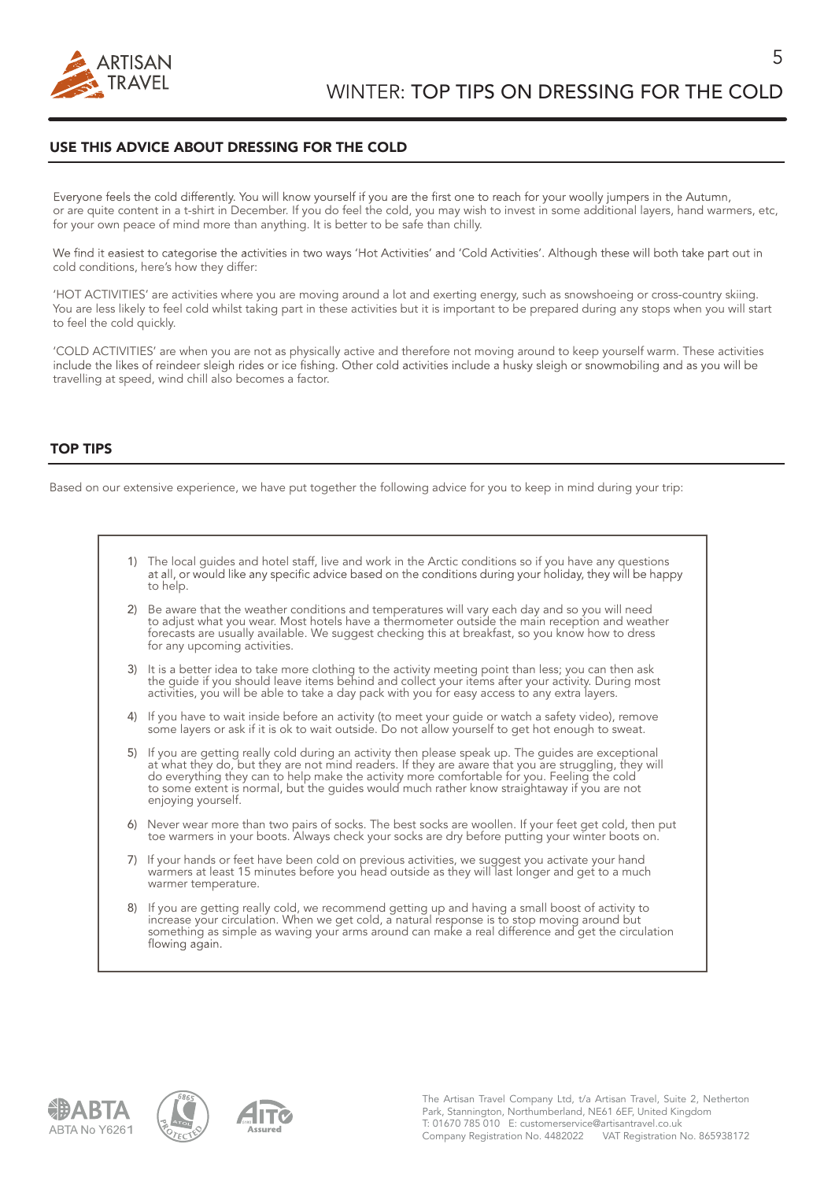# WINTER: TOP TIPS ON DRESSING FOR THE COLD

## USE THIS ADVICE ABOUT DRESSING FOR THE COLD

Everyone feels the cold differently. You will know yourself if you are the first one to reach for your woolly jumpers in the Autumn, or are quite content in a t-shirt in December. If you do feel the cold, you may wish to invest in some additional layers, hand warmers, etc, for your own peace of mind more than anything. It is better to be safe than chilly.

We find it easiest to categorise the activities in two ways 'Hot Activities' and 'Cold Activities'. Although these will both take part out in cold conditions, here's how they differ:

'HOT ACTIVITIES' are activities where you are moving around a lot and exerting energy, such as snowshoeing or cross-country skiing. You are less likely to feel cold whilst taking part in these activities but it is important to be prepared during any stops when you will start to feel the cold quickly.

'COLD ACTIVITIES' are when you are not as physically active and therefore not moving around to keep yourself warm. These activities include the likes of reindeer sleigh rides or ice fishing. Other cold activities include a husky sleigh or snowmobiling and as you will be travelling at speed, wind chill also becomes a factor.

## TOP TIPS

Based on our extensive experience, we have put together the following advice for you to keep in mind during your trip:

1) The local guides and hotel staff, live and work in the Arctic conditions so if you have any questions at all, or would like any specific advice based on the conditions during your holiday, they will be happy to help.
2) Be aware that the weather conditions and temperatures will vary each day and so you will need to adjust what you wear. Most hotels have a thermometer outside the main reception and weather forecasts are usually available. We suggest checking this at breakfast, so you know how to dress for any upcoming activities.
3) It is a better idea to take more clothing to the activity meeting point than less; you can then ask the guide if you should leave items behind and collect your items after your activity. During most activities, you will be able to take a day pack with you for easy access to any extra layers.
4) If you have to wait inside before an activity (to meet your guide or watch a safety video), remove some layers or ask if it is ok to wait outside. Do not allow yourself to get hot enough to sweat.
5) If you are getting really cold during an activity then please speak up. The guides are exceptional at what they do, but they are not mind readers. If they are aware that you are struggling, they will do everything they can to help make the activity more comfortable for you. Feeling the cold to some extent is normal, but the guides would much rather know straightaway if you are not enjoying yourself.
6) Never wear more than two pairs of socks. The best socks are woollen. If your feet get cold, then put toe warmers in your boots. Always check your socks are dry before putting your winter boots on.
7) If your hands or feet have been cold on previous activities, we suggest you activate your hand warmers at least 15 minutes before you head outside as they will last longer and get to a much warmer temperature.
8) If you are getting really cold, we recommend getting up and having a small boost of activity to increase your circulation. When we get cold, a natural response is to stop moving around but something as simple as waving your arms around can make a real difference and get the circulation flowing again.

ABTA No Y6261

The Artisan Travel Company Ltd, t/a Artisan Travel, Suite 2, Netherton Park, Stannington, Northumberland, NE61 6EF, United Kingdom
T: 01670 785 010 E: customerservice@artisantravel.co.uk
Company Registration No. 4482022 VAT Registration No. 865938172